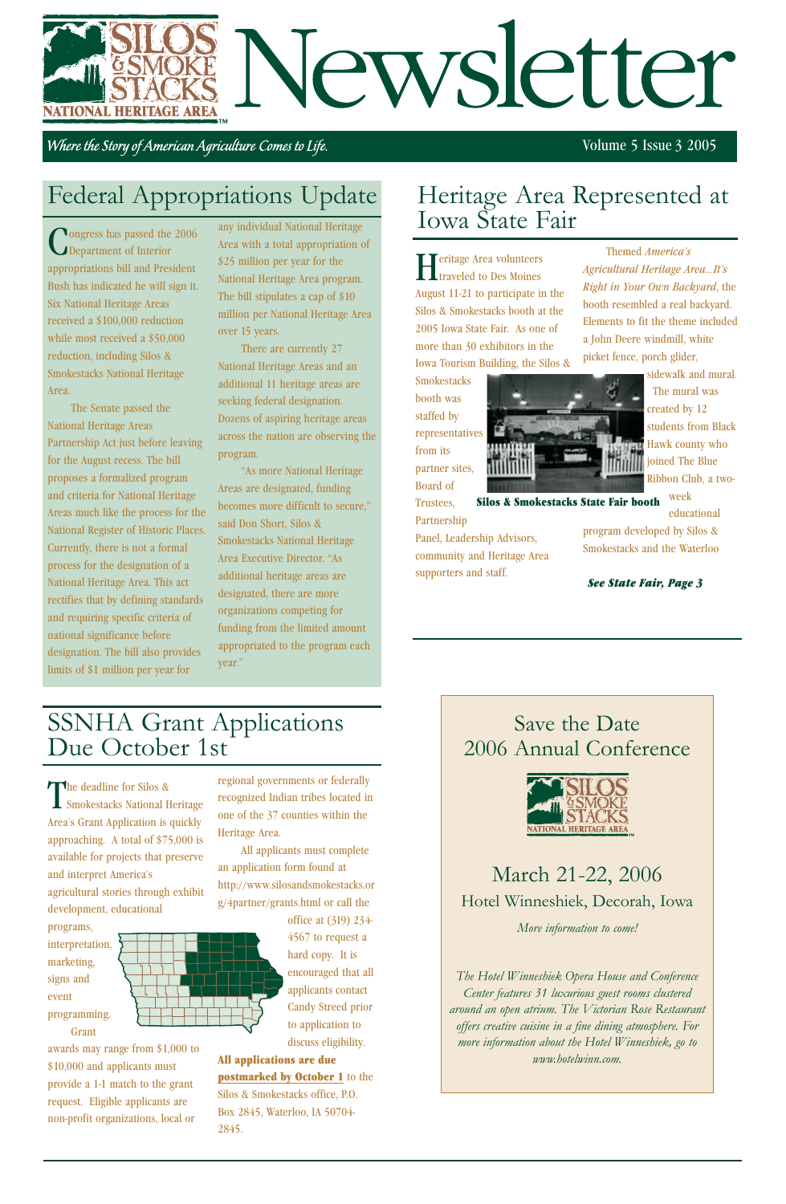# Silos & Smokestacks National Heritage Area Newsletter

*Where the Story of American Agriculture Comes to Life.*

Volume 5 Issue 3 2005

## Federal Appropriations Update

Congress has passed the 2006 Department of Interior appropriations bill and President Bush has indicated he will sign it. Six National Heritage Areas received a $100,000 reduction while most received a $50,000 reduction, including Silos & Smokestacks National Heritage Area.

The Senate passed the National Heritage Areas Partnership Act just before leaving for the August recess. The bill proposes a formalized program and criteria for National Heritage Areas much like the process for the National Register of Historic Places. Currently, there is not a formal process for the designation of a National Heritage Area. This act rectifies that by defining standards and requiring specific criteria of national significance before designation. The bill also provides limits of $1 million per year for any individual National Heritage Area with a total appropriation of $25 million per year for the National Heritage Area program. The bill stipulates a cap of $10 million per National Heritage Area over 15 years.

There are currently 27 National Heritage Areas and an additional 11 heritage areas are seeking federal designation. Dozens of aspiring heritage areas across the nation are observing the program.

"As more National Heritage Areas are designated, funding becomes more difficult to secure," said Don Short, Silos & Smokestacks National Heritage Area Executive Director. "As additional heritage areas are designated, there are more organizations competing for funding from the limited amount appropriated to the program each year."

## Heritage Area Represented at Iowa State Fair

Heritage Area volunteers traveled to Des Moines August 11-21 to participate in the Silos & Smokestacks booth at the 2005 Iowa State Fair. As one of more than 30 exhibitors in the Iowa Tourism Building, the Silos & Smokestacks booth was staffed by representatives from its partner sites, Board of Trustees, Partnership Panel, Leadership Advisors, community and Heritage Area supporters and staff.

Themed *America's Agricultural Heritage Area...It's Right in Your Own Backyard*, the booth resembled a real backyard. Elements to fit the theme included a John Deere windmill, white picket fence, porch glider, sidewalk and mural. The mural was created by 12 students from Black Hawk county who joined The Blue Ribbon Club, a two-week educational program developed by Silos & Smokestacks and the Waterloo

**Silos & Smokestacks State Fair booth**

***See State Fair, Page 3***

## SSNHA Grant Applications Due October 1st

The deadline for Silos & Smokestacks National Heritage Area's Grant Application is quickly approaching. A total of $75,000 is available for projects that preserve and interpret America's agricultural stories through exhibit development, educational programs, interpretation, marketing, signs and event programming.

Grant awards may range from $1,000 to $10,000 and applicants must provide a 1-1 match to the grant request. Eligible applicants are non-profit organizations, local or regional governments or federally recognized Indian tribes located in one of the 37 counties within the Heritage Area.

All applicants must complete an application form found at http://www.silosandsmokestacks.org/4partner/grants.html or call the office at (319) 234-4567 to request a hard copy. It is encouraged that all applicants contact Candy Streed prior to application to discuss eligibility.

**All applications are due postmarked by October 1** to the Silos & Smokestacks office, P.O. Box 2845, Waterloo, IA 50704-2845.

## Save the Date 2006 Annual Conference

### March 21-22, 2006

Hotel Winneshiek, Decorah, Iowa

*More information to come!*

*The Hotel Winneshiek Opera House and Conference Center features 31 luxurious guest rooms clustered around an open atrium. The Victorian Rose Restaurant offers creative cuisine in a fine dining atmosphere. For more information about the Hotel Winneshiek, go to www.hotelwinn.com.*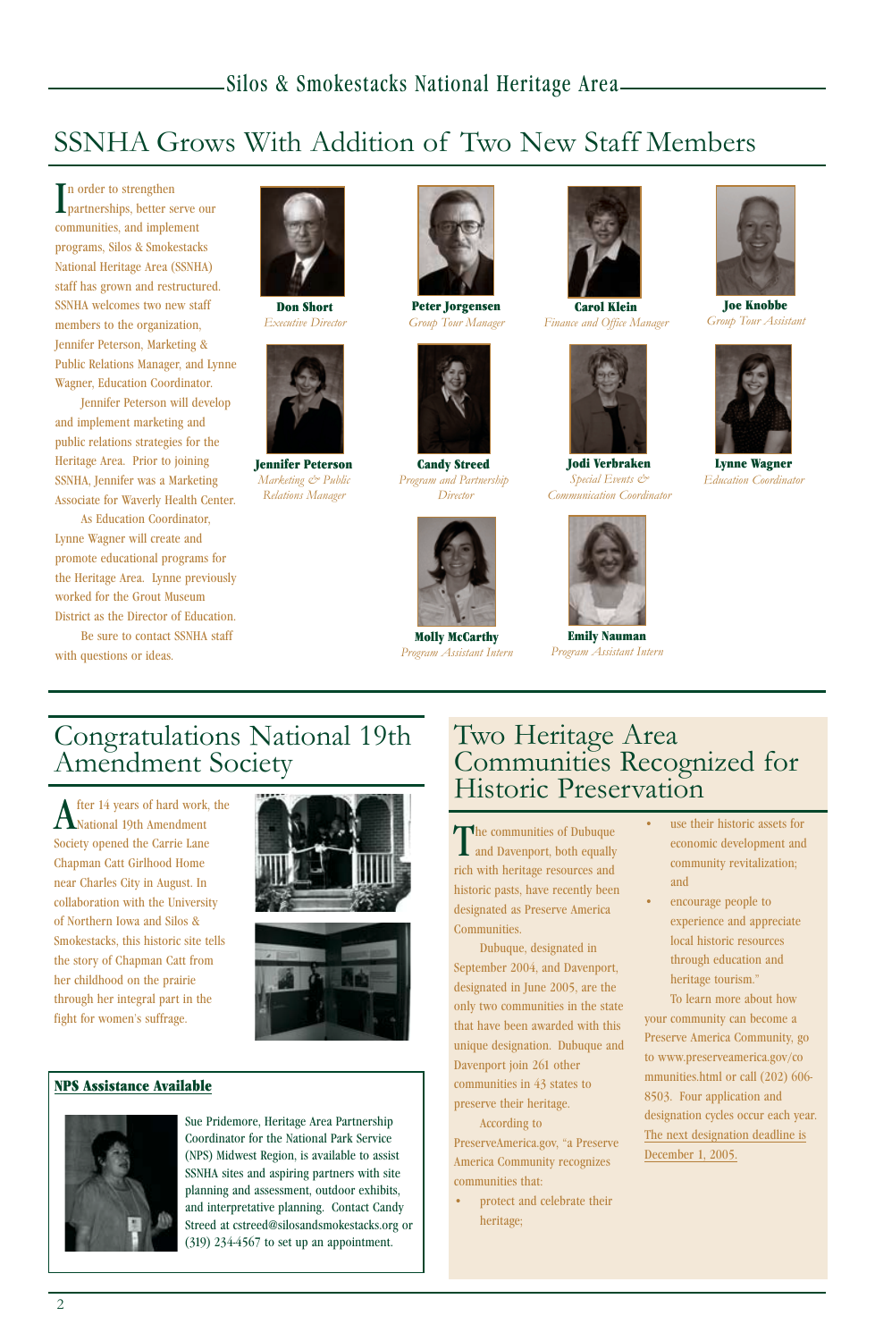# SSNHA Grows With Addition of Two New Staff Members

In order to strengthen partnerships, better serve our communities, and implement programs, Silos & Smokestacks National Heritage Area (SSNHA) staff has grown and restructured. SSNHA welcomes two new staff members to the organization, Jennifer Peterson, Marketing & Public Relations Manager, and Lynne Wagner, Education Coordinator.

Jennifer Peterson will develop and implement marketing and public relations strategies for the Heritage Area. Prior to joining SSNHA, Jennifer was a Marketing Associate for Waverly Health Center.

As Education Coordinator, Lynne Wagner will create and promote educational programs for the Heritage Area. Lynne previously worked for the Grout Museum District as the Director of Education.

Be sure to contact SSNHA staff with questions or ideas.

**Don Short**
*Executive Director*

**Peter Jorgensen**
*Group Tour Manager*

**Carol Klein**
*Finance and Office Manager*

**Joe Knobbe**
*Group Tour Assistant*

**Jennifer Peterson**
*Marketing & Public Relations Manager*

**Candy Streed**
*Program and Partnership Director*

**Jodi Verbraken**
*Special Events & Communication Coordinator*

**Lynne Wagner**
*Education Coordinator*

**Molly McCarthy**
*Program Assistant Intern*

**Emily Nauman**
*Program Assistant Intern*

# Congratulations National 19th Amendment Society

After 14 years of hard work, the National 19th Amendment Society opened the Carrie Lane Chapman Catt Girlhood Home near Charles City in August. In collaboration with the University of Northern Iowa and Silos & Smokestacks, this historic site tells the story of Chapman Catt from her childhood on the prairie through her integral part in the fight for women's suffrage.

**NPS Assistance Available**

Sue Pridemore, Heritage Area Partnership Coordinator for the National Park Service (NPS) Midwest Region, is available to assist SSNHA sites and aspiring partners with site planning and assessment, outdoor exhibits, and interpretative planning. Contact Candy Streed at cstreed@silosandsmokestacks.org or (319) 234-4567 to set up an appointment.

# Two Heritage Area Communities Recognized for Historic Preservation

The communities of Dubuque and Davenport, both equally rich with heritage resources and historic pasts, have recently been designated as Preserve America Communities.

Dubuque, designated in September 2004, and Davenport, designated in June 2005, are the only two communities in the state that have been awarded with this unique designation. Dubuque and Davenport join 261 other communities in 43 states to preserve their heritage.

According to PreserveAmerica.gov, "a Preserve America Community recognizes communities that:

- protect and celebrate their heritage;
- use their historic assets for economic development and community revitalization; and
- encourage people to experience and appreciate local historic resources through education and heritage tourism."

To learn more about how your community can become a Preserve America Community, go to www.preserveamerica.gov/communities.html or call (202) 606-8503. Four application and designation cycles occur each year. The next designation deadline is December 1, 2005.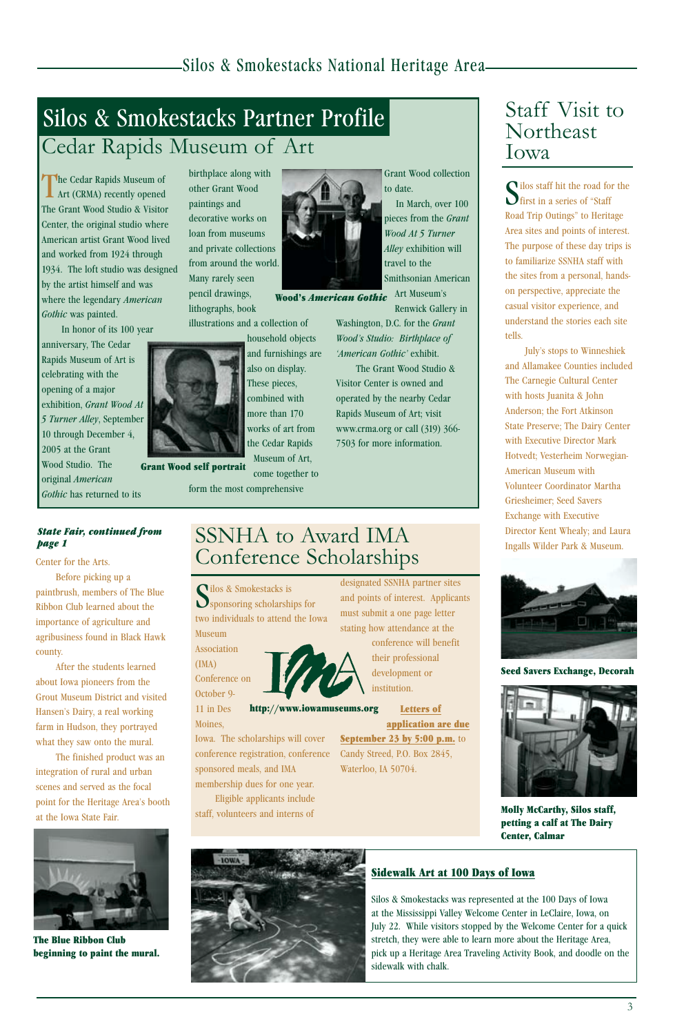# Silos & Smokestacks Partner Profile

## Cedar Rapids Museum of Art

The Cedar Rapids Museum of Art (CRMA) recently opened The Grant Wood Studio & Visitor Center, the original studio where American artist Grant Wood lived and worked from 1924 through 1934. The loft studio was designed by the artist himself and was where the legendary *American Gothic* was painted.

In honor of its 100 year anniversary, The Cedar Rapids Museum of Art is celebrating with the opening of a major exhibition, *Grant Wood At 5 Turner Alley*, September 10 through December 4, 2005 at the Grant Wood Studio. The original *American Gothic* has returned to its birthplace along with other Grant Wood paintings and decorative works on loan from museums and private collections from around the world. Many rarely seen pencil drawings, lithographs, book illustrations and a collection of household objects and furnishings are also on display. These pieces, combined with more than 170 works of art from the Cedar Rapids Museum of Art, come together to form the most comprehensive Grant Wood collection to date.

**Grant Wood self portrait**

**Wood's *American Gothic***

In March, over 100 pieces from the *Grant Wood At 5 Turner Alley* exhibition will travel to the Smithsonian American Art Museum's Renwick Gallery in Washington, D.C. for the *Grant Wood's Studio: Birthplace of 'American Gothic'* exhibit.

The Grant Wood Studio & Visitor Center is owned and operated by the nearby Cedar Rapids Museum of Art; visit www.crma.org or call (319) 366-7503 for more information.

# Staff Visit to Northeast Iowa

Silos staff hit the road for the first in a series of "Staff Road Trip Outings" to Heritage Area sites and points of interest. The purpose of these day trips is to familiarize SSNHA staff with the sites from a personal, hands-on perspective, appreciate the casual visitor experience, and understand the stories each site tells.

July's stops to Winneshiek and Allamakee Counties included The Carnegie Cultural Center with hosts Juanita & John Anderson; the Fort Atkinson State Preserve; The Dairy Center with Executive Director Mark Hotvedt; Vesterheim Norwegian-American Museum with Volunteer Coordinator Martha Griesheimer; Seed Savers Exchange with Executive Director Kent Whealy; and Laura Ingalls Wilder Park & Museum.

**Seed Savers Exchange, Decorah**

**Molly McCarthy, Silos staff, petting a calf at The Dairy Center, Calmar**

***State Fair, continued from page 1***

Center for the Arts.

Before picking up a paintbrush, members of The Blue Ribbon Club learned about the importance of agriculture and agribusiness found in Black Hawk county.

After the students learned about Iowa pioneers from the Grout Museum District and visited Hansen's Dairy, a real working farm in Hudson, they portrayed what they saw onto the mural.

The finished product was an integration of rural and urban scenes and served as the focal point for the Heritage Area's booth at the Iowa State Fair.

**The Blue Ribbon Club beginning to paint the mural.**

# SSNHA to Award IMA Conference Scholarships

Silos & Smokestacks is sponsoring scholarships for two individuals to attend the Iowa Museum Association (IMA) Conference on October 9-11 in Des Moines, Iowa. The scholarships will cover conference registration, conference sponsored meals, and IMA membership dues for one year.

Eligible applicants include staff, volunteers and interns of designated SSNHA partner sites and points of interest. Applicants must submit a one page letter stating how attendance at the conference will benefit their professional development or institution.

**http://www.iowamuseums.org**

**Letters of application are due September 23 by 5:00 p.m.** to Candy Streed, P.O. Box 2845, Waterloo, IA 50704.

## Sidewalk Art at 100 Days of Iowa

Silos & Smokestacks was represented at the 100 Days of Iowa at the Mississippi Valley Welcome Center in LeClaire, Iowa, on July 22. While visitors stopped by the Welcome Center for a quick stretch, they were able to learn more about the Heritage Area, pick up a Heritage Area Traveling Activity Book, and doodle on the sidewalk with chalk.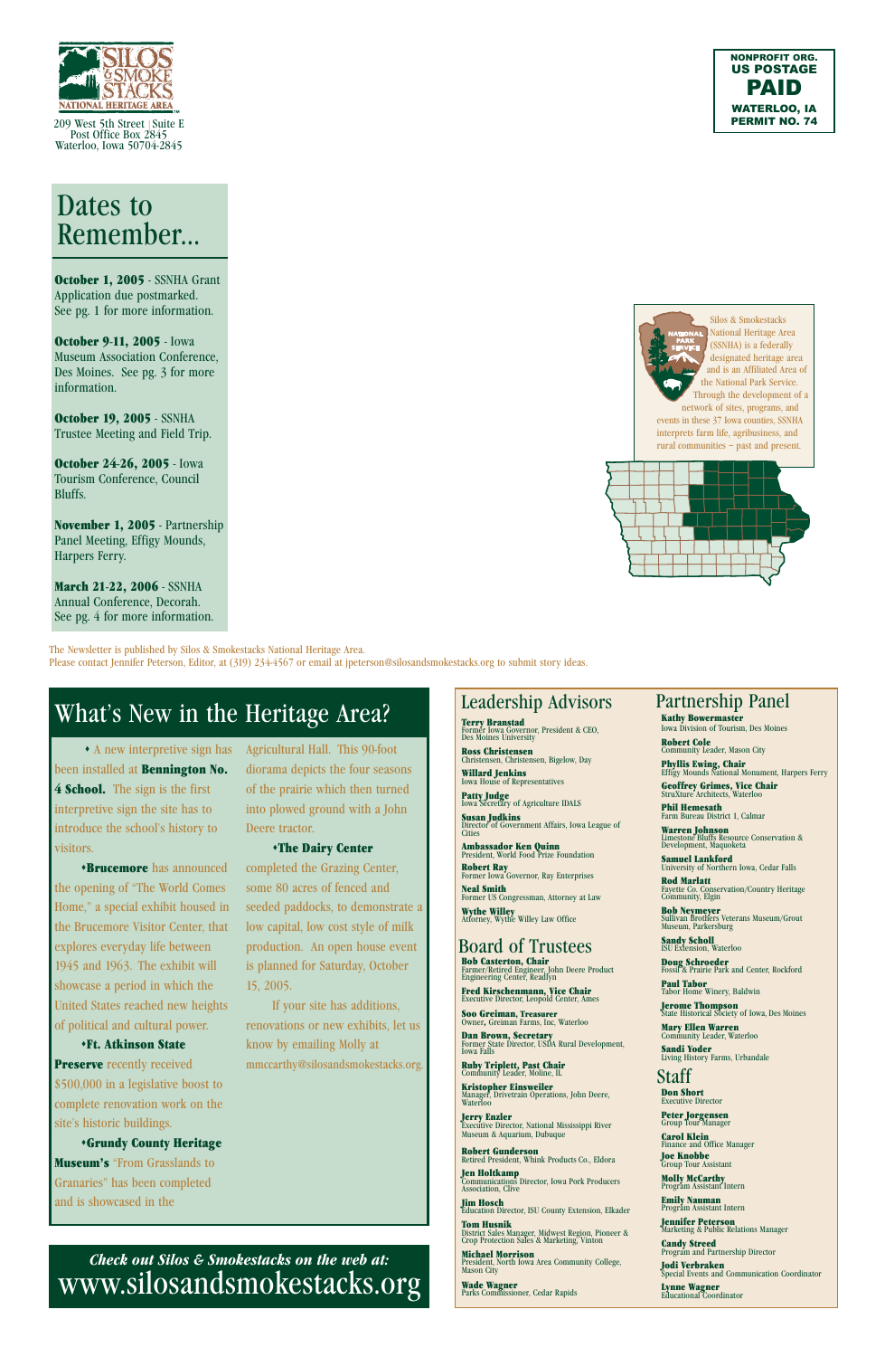209 West 5th Street | Suite E
Post Office Box 2845
Waterloo, Iowa 50704-2845

NONPROFIT ORG.
US POSTAGE
PAID
WATERLOO, IA
PERMIT NO. 74

# Dates to Remember...

**October 1, 2005** - SSNHA Grant Application due postmarked. See pg. 1 for more information.

**October 9-11, 2005** - Iowa Museum Association Conference, Des Moines. See pg. 3 for more information.

**October 19, 2005** - SSNHA Trustee Meeting and Field Trip.

**October 24-26, 2005** - Iowa Tourism Conference, Council Bluffs.

**November 1, 2005** - Partnership Panel Meeting, Effigy Mounds, Harpers Ferry.

**March 21-22, 2006** - SSNHA Annual Conference, Decorah. See pg. 4 for more information.

Silos & Smokestacks National Heritage Area (SSNHA) is a federally designated heritage area and is an Affiliated Area of the National Park Service. Through the development of a network of sites, programs, and events in these 37 Iowa counties, SSNHA interprets farm life, agribusiness, and rural communities – past and present.

The Newsletter is published by Silos & Smokestacks National Heritage Area.
Please contact Jennifer Peterson, Editor, at (319) 234-4567 or email at jpeterson@silosandsmokestacks.org to submit story ideas.

# What's New in the Heritage Area?

• A new interpretive sign has been installed at **Bennington No. 4 School.** The sign is the first interpretive sign the site has to introduce the school's history to visitors.

• **Brucemore** has announced the opening of "The World Comes Home," a special exhibit housed in the Brucemore Visitor Center, that explores everyday life between 1945 and 1963. The exhibit will showcase a period in which the United States reached new heights of political and cultural power.

• **Ft. Atkinson State Preserve** recently received $500,000 in a legislative boost to complete renovation work on the site's historic buildings.

• **Grundy County Heritage Museum's** "From Grasslands to Granaries" has been completed and is showcased in the Agricultural Hall. This 90-foot diorama depicts the four seasons of the prairie which then turned into plowed ground with a John Deere tractor.

• **The Dairy Center** completed the Grazing Center, some 80 acres of fenced and seeded paddocks, to demonstrate a low capital, low cost style of milk production. An open house event is planned for Saturday, October 15, 2005.

If your site has additions, renovations or new exhibits, let us know by emailing Molly at mmccarthy@silosandsmokestacks.org.

***Check out Silos & Smokestacks on the web at:***
**www.silosandsmokestacks.org**

## Leadership Advisors

**Terry Branstad**
Former Iowa Governor, President & CEO, Des Moines University

**Ross Christensen**
Christensen, Christensen, Bigelow, Day

**Willard Jenkins**
Iowa House of Representatives

**Patty Judge**
Iowa Secretary of Agriculture IDALS

**Susan Judkins**
Director of Government Affairs, Iowa League of Cities

**Ambassador Ken Quinn**
President, World Food Prize Foundation

**Robert Ray**
Former Iowa Governor, Ray Enterprises

**Neal Smith**
Former US Congressman, Attorney at Law

**Wythe Willey**
Attorney, Wythe Willey Law Office

## Board of Trustees

**Bob Casterton, Chair**
Farmer/Retired Engineer, John Deere Product Engineering Center, Readlyn

**Fred Kirschenmann, Vice Chair**
Executive Director, Leopold Center, Ames

**Soo Greiman, Treasurer**
Owner, Greiman Farms, Inc, Waterloo

**Dan Brown, Secretary**
Former State Director, USDA Rural Development, Iowa Falls

**Ruby Triplett, Past Chair**
Community Leader, Moline, IL

**Kristopher Einsweiler**
Manager, Drivetrain Operations, John Deere, Waterloo

**Jerry Enzler**
Executive Director, National Mississippi River Museum & Aquarium, Dubuque

**Robert Gunderson**
Retired President, Whink Products Co., Eldora

**Jen Holtkamp**
Communications Director, Iowa Pork Producers Association, Clive

**Jim Hosch**
Education Director, ISU County Extension, Elkader

**Tom Husnik**
District Sales Manager, Midwest Region, Pioneer & Crop Protection Sales & Marketing, Vinton

**Michael Morrison**
President, North Iowa Area Community College, Mason City

**Wade Wagner**
Parks Commissioner, Cedar Rapids

## Partnership Panel

**Kathy Bowermaster**
Iowa Division of Tourism, Des Moines

**Robert Cole**
Community Leader, Mason City

**Phyllis Ewing, Chair**
Effigy Mounds National Monument, Harpers Ferry

**Geoffrey Grimes, Vice Chair**
StruXture Architects, Waterloo

**Phil Hemesath**
Farm Bureau District 1, Calmar

**Warren Johnson**
Limestone Bluffs Resource Conservation & Development, Maquoketa

**Samuel Lankford**
University of Northern Iowa, Cedar Falls

**Rod Marlatt**
Fayette Co. Conservation/Country Heritage Community, Elgin

**Bob Neymeyer**
Sullivan Brothers Veterans Museum/Grout Museum, Parkersburg

**Sandy Scholl**
ISU Extension, Waterloo

**Doug Schroeder**
Fossil & Prairie Park and Center, Rockford

**Paul Tabor**
Tabor Home Winery, Baldwin

**Jerome Thompson**
State Historical Society of Iowa, Des Moines

**Mary Ellen Warren**
Community Leader, Waterloo

**Sandi Yoder**
Living History Farms, Urbandale

## Staff

**Don Short**
Executive Director

**Peter Jorgensen**
Group Tour Manager

**Carol Klein**
Finance and Office Manager

**Joe Knobbe**
Group Tour Assistant

**Molly McCarthy**
Program Assistant Intern

**Emily Nauman**
Program Assistant Intern

**Jennifer Peterson**
Marketing & Public Relations Manager

**Candy Streed**
Program and Partnership Director

**Jodi Verbraken**
Special Events and Communication Coordinator

**Lynne Wagner**
Educational Coordinator